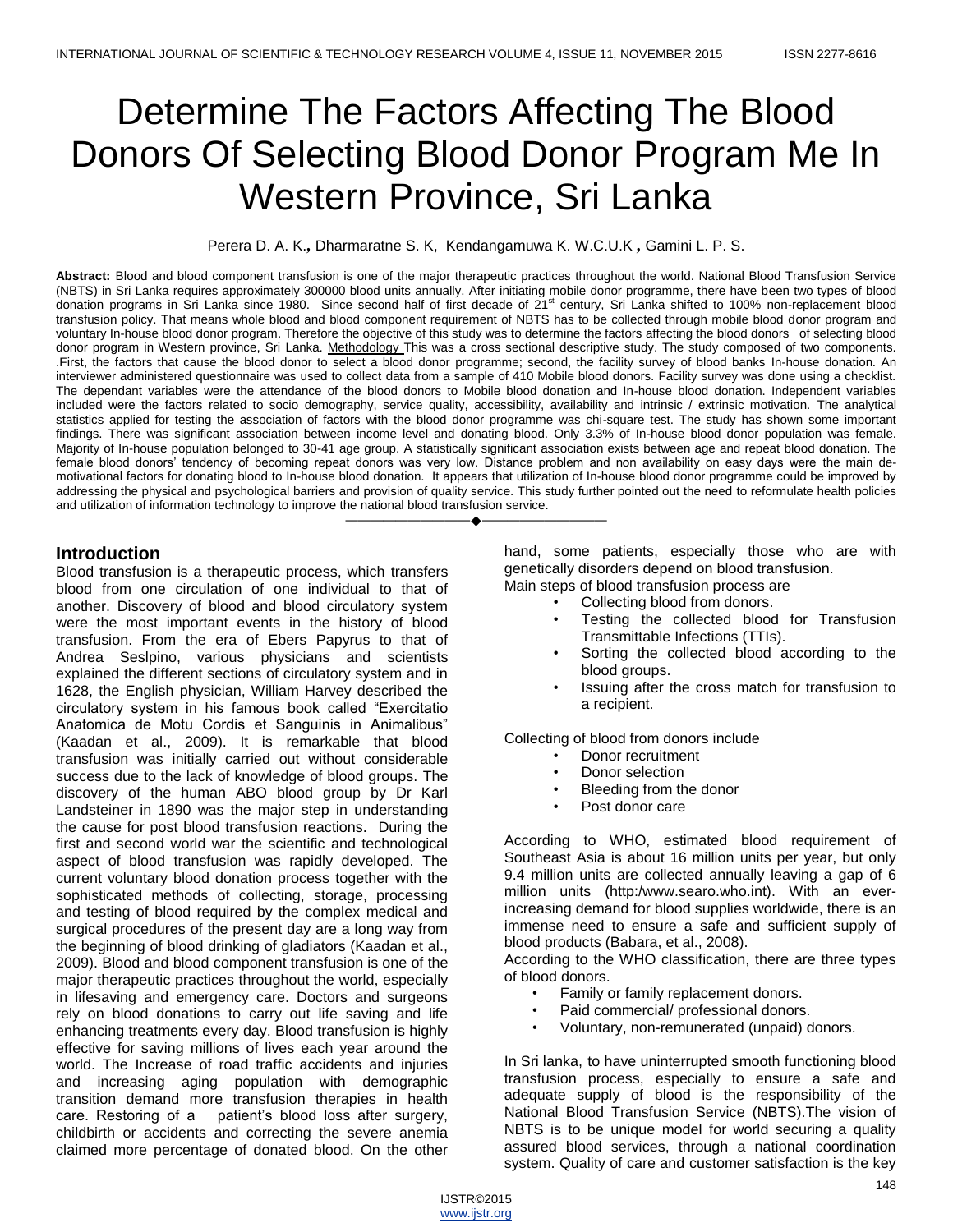# Determine The Factors Affecting The Blood Donors Of Selecting Blood Donor Program Me In Western Province, Sri Lanka

Perera D. A. K**,** Dharmaratne S. K, Kendangamuwa K. W.C.U.K **,** Gamini L. P. S.

**Abstract:** Blood and blood component transfusion is one of the major therapeutic practices throughout the world. National Blood Transfusion Service (NBTS) in Sri Lanka requires approximately 300000 blood units annually. After initiating mobile donor programme, there have been two types of blood donation programs in Sri Lanka since 1980. Since second half of first decade of 21st century, Sri Lanka shifted to 100% non-replacement blood transfusion policy. That means whole blood and blood component requirement of NBTS has to be collected through mobile blood donor program and voluntary In-house blood donor program. Therefore the objective of this study was to determine the factors affecting the blood donors of selecting blood donor program in Western province, Sri Lanka. Methodology This was a cross sectional descriptive study. The study composed of two components. .First, the factors that cause the blood donor to select a blood donor programme; second, the facility survey of blood banks In-house donation. An interviewer administered questionnaire was used to collect data from a sample of 410 Mobile blood donors. Facility survey was done using a checklist. The dependant variables were the attendance of the blood donors to Mobile blood donation and In-house blood donation. Independent variables included were the factors related to socio demography, service quality, accessibility, availability and intrinsic / extrinsic motivation. The analytical statistics applied for testing the association of factors with the blood donor programme was chi-square test. The study has shown some important findings. There was significant association between income level and donating blood. Only 3.3% of In-house blood donor population was female. Majority of In-house population belonged to 30-41 age group. A statistically significant association exists between age and repeat blood donation. The female blood donors' tendency of becoming repeat donors was very low. Distance problem and non availability on easy days were the main de-motivational factors for donating blood to In-house blood donation. It appears that utilization of In-house blood donor programme could be improved by addressing the physical and psychological barriers and provision of quality service. This study further pointed out the need to reformulate health policies and utilization of information technology to improve the national blood transfusion service.

————————————◆————————————

## Introduction

Blood transfusion is a therapeutic process, which transfers blood from one circulation of one individual to that of another. Discovery of blood and blood circulatory system were the most important events in the history of blood transfusion. From the era of Ebers Papyrus to that of Andrea Seslpino, various physicians and scientists explained the different sections of circulatory system and in 1628, the English physician, William Harvey described the circulatory system in his famous book called "Exercitatio Anatomica de Motu Cordis et Sanguinis in Animalibus" (Kaadan et al., 2009). It is remarkable that blood transfusion was initially carried out without considerable success due to the lack of knowledge of blood groups. The discovery of the human ABO blood group by Dr Karl Landsteiner in 1890 was the major step in understanding the cause for post blood transfusion reactions. During the first and second world war the scientific and technological aspect of blood transfusion was rapidly developed. The current voluntary blood donation process together with the sophisticated methods of collecting, storage, processing and testing of blood required by the complex medical and surgical procedures of the present day are a long way from the beginning of blood drinking of gladiators (Kaadan et al., 2009). Blood and blood component transfusion is one of the major therapeutic practices throughout the world, especially in lifesaving and emergency care. Doctors and surgeons rely on blood donations to carry out life saving and life enhancing treatments every day. Blood transfusion is highly effective for saving millions of lives each year around the world. The Increase of road traffic accidents and injuries and increasing aging population with demographic transition demand more transfusion therapies in health care. Restoring of a patient's blood loss after surgery, childbirth or accidents and correcting the severe anemia claimed more percentage of donated blood. On the other hand, some patients, especially those who are with genetically disorders depend on blood transfusion.

Main steps of blood transfusion process are

- Collecting blood from donors.
- Testing the collected blood for Transfusion Transmittable Infections (TTIs).
- Sorting the collected blood according to the blood groups.
- Issuing after the cross match for transfusion to a recipient.

Collecting of blood from donors include

- Donor recruitment
- Donor selection
- Bleeding from the donor
- Post donor care

According to WHO, estimated blood requirement of Southeast Asia is about 16 million units per year, but only 9.4 million units are collected annually leaving a gap of 6 million units (http:/www.searo.who.int). With an ever-increasing demand for blood supplies worldwide, there is an immense need to ensure a safe and sufficient supply of blood products (Babara, et al., 2008).

According to the WHO classification, there are three types of blood donors.

- Family or family replacement donors.
- Paid commercial/ professional donors.
- Voluntary, non-remunerated (unpaid) donors.

In Sri lanka, to have uninterrupted smooth functioning blood transfusion process, especially to ensure a safe and adequate supply of blood is the responsibility of the National Blood Transfusion Service (NBTS).The vision of NBTS is to be unique model for world securing a quality assured blood services, through a national coordination system. Quality of care and customer satisfaction is the key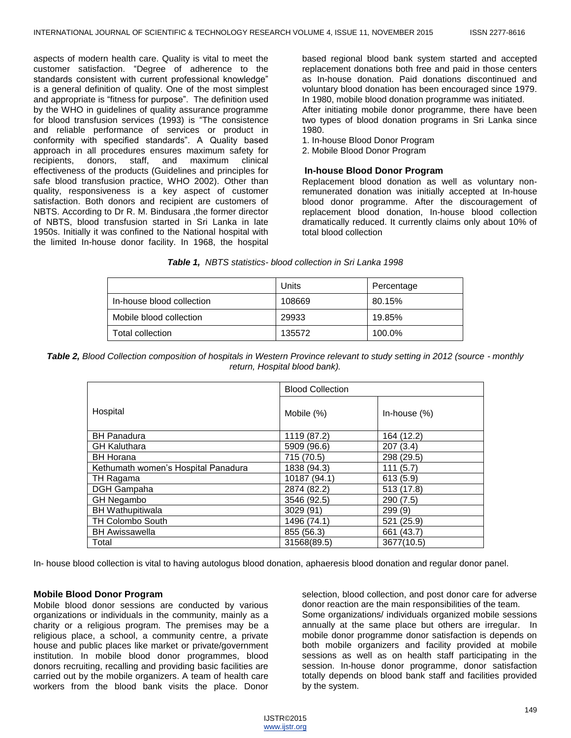aspects of modern health care. Quality is vital to meet the customer satisfaction. "Degree of adherence to the standards consistent with current professional knowledge" is a general definition of quality. One of the most simplest and appropriate is "fitness for purpose". The definition used by the WHO in guidelines of quality assurance programme for blood transfusion services (1993) is "The consistence and reliable performance of services or product in conformity with specified standards". A Quality based approach in all procedures ensures maximum safety for recipients, donors, staff, and maximum clinical effectiveness of the products (Guidelines and principles for safe blood transfusion practice, WHO 2002). Other than quality, responsiveness is a key aspect of customer satisfaction. Both donors and recipient are customers of NBTS. According to Dr R. M. Bindusara ,the former director of NBTS, blood transfusion started in Sri Lanka in late 1950s. Initially it was confined to the National hospital with the limited In-house donor facility. In 1968, the hospital based regional blood bank system started and accepted replacement donations both free and paid in those centers as In-house donation. Paid donations discontinued and voluntary blood donation has been encouraged since 1979. In 1980, mobile blood donation programme was initiated.
After initiating mobile donor programme, there have been two types of blood donation programs in Sri Lanka since 1980.

1. In-house Blood Donor Program
2. Mobile Blood Donor Program

### In-house Blood Donor Program

Replacement blood donation as well as voluntary non-remunerated donation was initially accepted at In-house blood donor programme. After the discouragement of replacement blood donation, In-house blood collection dramatically reduced. It currently claims only about 10% of total blood collection

***Table 1,*** *NBTS statistics- blood collection in Sri Lanka 1998*

| | Units | Percentage |
|---|---|---|
| In-house blood collection | 108669 | 80.15% |
| Mobile blood collection | 29933 | 19.85% |
| Total collection | 135572 | 100.0% |

***Table 2,*** *Blood Collection composition of hospitals in Western Province relevant to study setting in 2012 (source - monthly return, Hospital blood bank).*

| Hospital | Blood Collection | |
|---|---|---|
| | Mobile (%) | In-house (%) |
| BH Panadura | 1119 (87.2) | 164 (12.2) |
| GH Kaluthara | 5909 (96.6) | 207 (3.4) |
| BH Horana | 715 (70.5) | 298 (29.5) |
| Kethumath women's Hospital Panadura | 1838 (94.3) | 111 (5.7) |
| TH Ragama | 10187 (94.1) | 613 (5.9) |
| DGH Gampaha | 2874 (82.2) | 513 (17.8) |
| GH Negambo | 3546 (92.5) | 290 (7.5) |
| BH Wathupitiwala | 3029 (91) | 299 (9) |
| TH Colombo South | 1496 (74.1) | 521 (25.9) |
| BH Awissawella | 855 (56.3) | 661 (43.7) |
| Total | 31568(89.5) | 3677(10.5) |

In- house blood collection is vital to having autologus blood donation, aphaeresis blood donation and regular donor panel.

### Mobile Blood Donor Program

Mobile blood donor sessions are conducted by various organizations or individuals in the community, mainly as a charity or a religious program. The premises may be a religious place, a school, a community centre, a private house and public places like market or private/government institution. In mobile blood donor programmes, blood donors recruiting, recalling and providing basic facilities are carried out by the mobile organizers. A team of health care workers from the blood bank visits the place. Donor selection, blood collection, and post donor care for adverse donor reaction are the main responsibilities of the team.
Some organizations/ individuals organized mobile sessions annually at the same place but others are irregular. In mobile donor programme donor satisfaction is depends on both mobile organizers and facility provided at mobile sessions as well as on health staff participating in the session. In-house donor programme, donor satisfaction totally depends on blood bank staff and facilities provided by the system.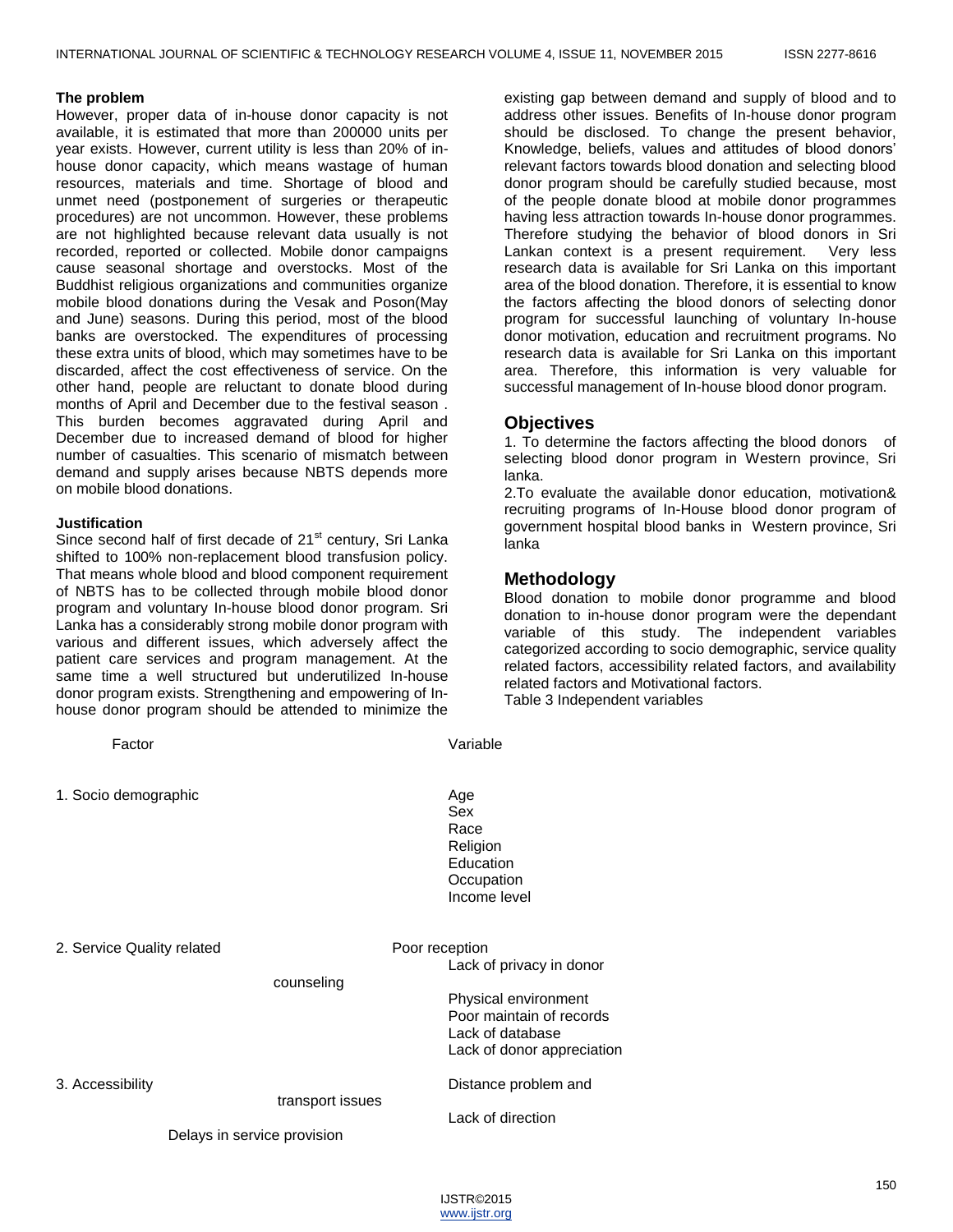**The problem**

However, proper data of in-house donor capacity is not available, it is estimated that more than 200000 units per year exists. However, current utility is less than 20% of in-house donor capacity, which means wastage of human resources, materials and time. Shortage of blood and unmet need (postponement of surgeries or therapeutic procedures) are not uncommon. However, these problems are not highlighted because relevant data usually is not recorded, reported or collected. Mobile donor campaigns cause seasonal shortage and overstocks. Most of the Buddhist religious organizations and communities organize mobile blood donations during the Vesak and Poson(May and June) seasons. During this period, most of the blood banks are overstocked. The expenditures of processing these extra units of blood, which may sometimes have to be discarded, affect the cost effectiveness of service. On the other hand, people are reluctant to donate blood during months of April and December due to the festival season . This burden becomes aggravated during April and December due to increased demand of blood for higher number of casualties. This scenario of mismatch between demand and supply arises because NBTS depends more on mobile blood donations.

**Justification**

Since second half of first decade of 21st century, Sri Lanka shifted to 100% non-replacement blood transfusion policy. That means whole blood and blood component requirement of NBTS has to be collected through mobile blood donor program and voluntary In-house blood donor program. Sri Lanka has a considerably strong mobile donor program with various and different issues, which adversely affect the patient care services and program management. At the same time a well structured but underutilized In-house donor program exists. Strengthening and empowering of In-house donor program should be attended to minimize the existing gap between demand and supply of blood and to address other issues. Benefits of In-house donor program should be disclosed. To change the present behavior, Knowledge, beliefs, values and attitudes of blood donors' relevant factors towards blood donation and selecting blood donor program should be carefully studied because, most of the people donate blood at mobile donor programmes having less attraction towards In-house donor programmes. Therefore studying the behavior of blood donors in Sri Lankan context is a present requirement. Very less research data is available for Sri Lanka on this important area of the blood donation. Therefore, it is essential to know the factors affecting the blood donors of selecting donor program for successful launching of voluntary In-house donor motivation, education and recruitment programs. No research data is available for Sri Lanka on this important area. Therefore, this information is very valuable for successful management of In-house blood donor program.

## Objectives

1. To determine the factors affecting the blood donors of selecting blood donor program in Western province, Sri lanka.
2. To evaluate the available donor education, motivation& recruiting programs of In-House blood donor program of government hospital blood banks in Western province, Sri lanka

## Methodology

Blood donation to mobile donor programme and blood donation to in-house donor program were the dependant variable of this study. The independent variables categorized according to socio demographic, service quality related factors, accessibility related factors, and availability related factors and Motivational factors.

Table 3 Independent variables

| Factor | Variable |
|---|---|
| 1. Socio demographic | Age<br>Sex<br>Race<br>Religion<br>Education<br>Occupation<br>Income level |
| 2. Service Quality related | Poor reception<br>Lack of privacy in donor counseling<br>Physical environment<br>Poor maintain of records<br>Lack of database<br>Lack of donor appreciation |
| 3. Accessibility | Distance problem and transport issues<br>Lack of direction<br>Delays in service provision |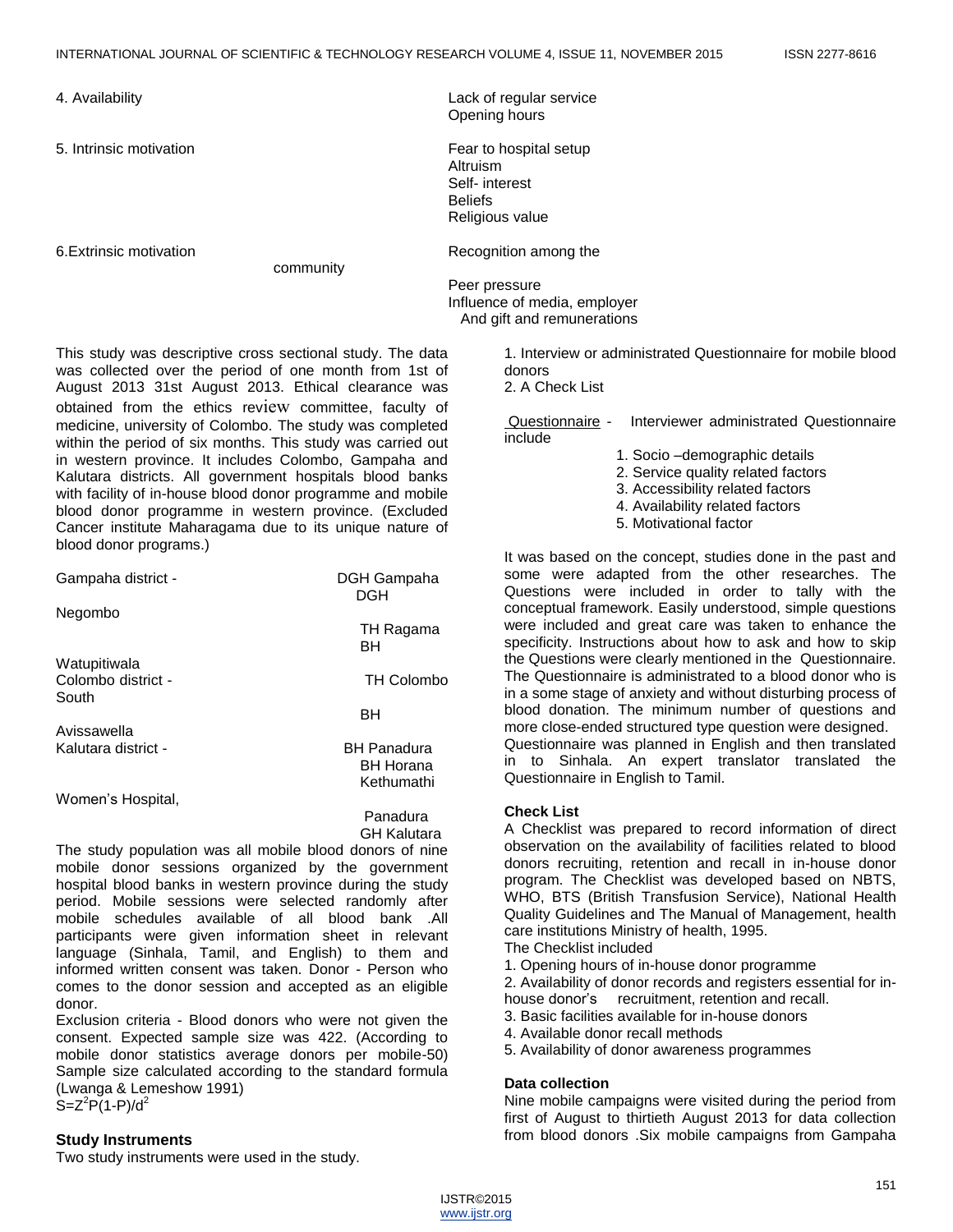| | |
|---|---|
| 4. Availability | Lack of regular service<br>Opening hours |
| 5. Intrinsic motivation | Fear to hospital setup<br>Altruism<br>Self- interest<br>Beliefs<br>Religious value |
| 6.Extrinsic motivation | Recognition among the community<br>Peer pressure<br>Influence of media, employer<br>And gift and remunerations |

This study was descriptive cross sectional study. The data was collected over the period of one month from 1st of August 2013 31st August 2013. Ethical clearance was obtained from the ethics review committee, faculty of medicine, university of Colombo. The study was completed within the period of six months. This study was carried out in western province. It includes Colombo, Gampaha and Kalutara districts. All government hospitals blood banks with facility of in-house blood donor programme and mobile blood donor programme in western province. (Excluded Cancer institute Maharagama due to its unique nature of blood donor programs.)

| | |
|---|---|
| Gampaha district - | DGH Gampaha<br>DGH Negombo<br>TH Ragama<br>BH Watupitiwala |
| Colombo district - | TH Colombo South<br>BH Avissawella |
| Kalutara district - | BH Panadura<br>BH Horana<br>Kethumathi Women's Hospital, Panadura<br>GH Kalutara |

The study population was all mobile blood donors of nine mobile donor sessions organized by the government hospital blood banks in western province during the study period. Mobile sessions were selected randomly after mobile schedules available of all blood bank .All participants were given information sheet in relevant language (Sinhala, Tamil, and English) to them and informed written consent was taken. Donor - Person who comes to the donor session and accepted as an eligible donor.

Exclusion criteria - Blood donors who were not given the consent. Expected sample size was 422. (According to mobile donor statistics average donors per mobile-50) Sample size calculated according to the standard formula (Lwanga & Lemeshow 1991)

$S=Z^2P(1-P)/d^2$

### Study Instruments

Two study instruments were used in the study.

1. Interview or administrated Questionnaire for mobile blood donors
2. A Check List

Questionnaire - Interviewer administrated Questionnaire include

1. Socio –demographic details
2. Service quality related factors
3. Accessibility related factors
4. Availability related factors
5. Motivational factor

It was based on the concept, studies done in the past and some were adapted from the other researches. The Questions were included in order to tally with the conceptual framework. Easily understood, simple questions were included and great care was taken to enhance the specificity. Instructions about how to ask and how to skip the Questions were clearly mentioned in the Questionnaire. The Questionnaire is administrated to a blood donor who is in a some stage of anxiety and without disturbing process of blood donation. The minimum number of questions and more close-ended structured type question were designed. Questionnaire was planned in English and then translated in to Sinhala. An expert translator translated the Questionnaire in English to Tamil.

### Check List

A Checklist was prepared to record information of direct observation on the availability of facilities related to blood donors recruiting, retention and recall in in-house donor program. The Checklist was developed based on NBTS, WHO, BTS (British Transfusion Service), National Health Quality Guidelines and The Manual of Management, health care institutions Ministry of health, 1995.

The Checklist included

1. Opening hours of in-house donor programme
2. Availability of donor records and registers essential for in-house donor's recruitment, retention and recall.
3. Basic facilities available for in-house donors
4. Available donor recall methods
5. Availability of donor awareness programmes

### Data collection

Nine mobile campaigns were visited during the period from first of August to thirtieth August 2013 for data collection from blood donors .Six mobile campaigns from Gampaha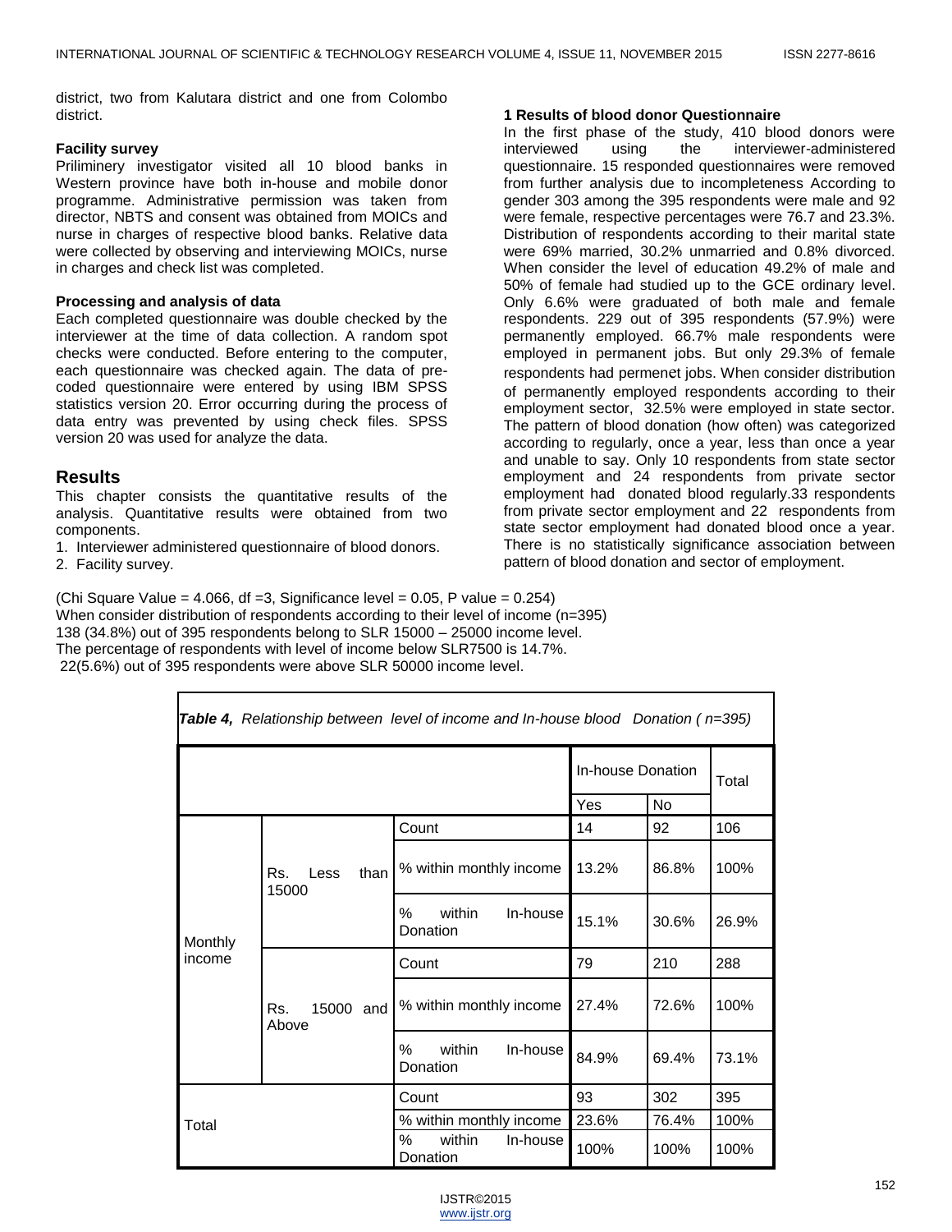district, two from Kalutara district and one from Colombo district.

**Facility survey**

Priliminery investigator visited all 10 blood banks in Western province have both in-house and mobile donor programme. Administrative permission was taken from director, NBTS and consent was obtained from MOICs and nurse in charges of respective blood banks. Relative data were collected by observing and interviewing MOICs, nurse in charges and check list was completed.

**Processing and analysis of data**

Each completed questionnaire was double checked by the interviewer at the time of data collection. A random spot checks were conducted. Before entering to the computer, each questionnaire was checked again. The data of pre-coded questionnaire were entered by using IBM SPSS statistics version 20. Error occurring during the process of data entry was prevented by using check files. SPSS version 20 was used for analyze the data.

## Results

This chapter consists the quantitative results of the analysis. Quantitative results were obtained from two components.

1. Interviewer administered questionnaire of blood donors.
2. Facility survey.

**1 Results of blood donor Questionnaire**

In the first phase of the study, 410 blood donors were interviewed using the interviewer-administered questionnaire. 15 responded questionnaires were removed from further analysis due to incompleteness According to gender 303 among the 395 respondents were male and 92 were female, respective percentages were 76.7 and 23.3%. Distribution of respondents according to their marital state were 69% married, 30.2% unmarried and 0.8% divorced. When consider the level of education 49.2% of male and 50% of female had studied up to the GCE ordinary level. Only 6.6% were graduated of both male and female respondents. 229 out of 395 respondents (57.9%) were permanently employed. 66.7% male respondents were employed in permanent jobs. But only 29.3% of female respondents had permenet jobs. When consider distribution of permanently employed respondents according to their employment sector, 32.5% were employed in state sector. The pattern of blood donation (how often) was categorized according to regularly, once a year, less than once a year and unable to say. Only 10 respondents from state sector employment and 24 respondents from private sector employment had donated blood regularly.33 respondents from private sector employment and 22 respondents from state sector employment had donated blood once a year. There is no statistically significance association between pattern of blood donation and sector of employment.

(Chi Square Value = 4.066, df =3, Significance level = 0.05, P value = 0.254)
When consider distribution of respondents according to their level of income (n=395)
138 (34.8%) out of 395 respondents belong to SLR 15000 – 25000 income level.
The percentage of respondents with level of income below SLR7500 is 14.7%.
22(5.6%) out of 395 respondents were above SLR 50000 income level.

*Table 4, Relationship between level of income and In-house blood Donation ( n=395)*

| | | | In-house Donation | | Total |
|---|---|---|---|---|---|
| | | | Yes | No | |
| Monthly income | Rs. Less than 15000 | Count | 14 | 92 | 106 |
| | | % within monthly income | 13.2% | 86.8% | 100% |
| | | % within In-house Donation | 15.1% | 30.6% | 26.9% |
| | Rs. 15000 and Above | Count | 79 | 210 | 288 |
| | | % within monthly income | 27.4% | 72.6% | 100% |
| | | % within In-house Donation | 84.9% | 69.4% | 73.1% |
| Total | | Count | 93 | 302 | 395 |
| | | % within monthly income | 23.6% | 76.4% | 100% |
| | | % within In-house Donation | 100% | 100% | 100% |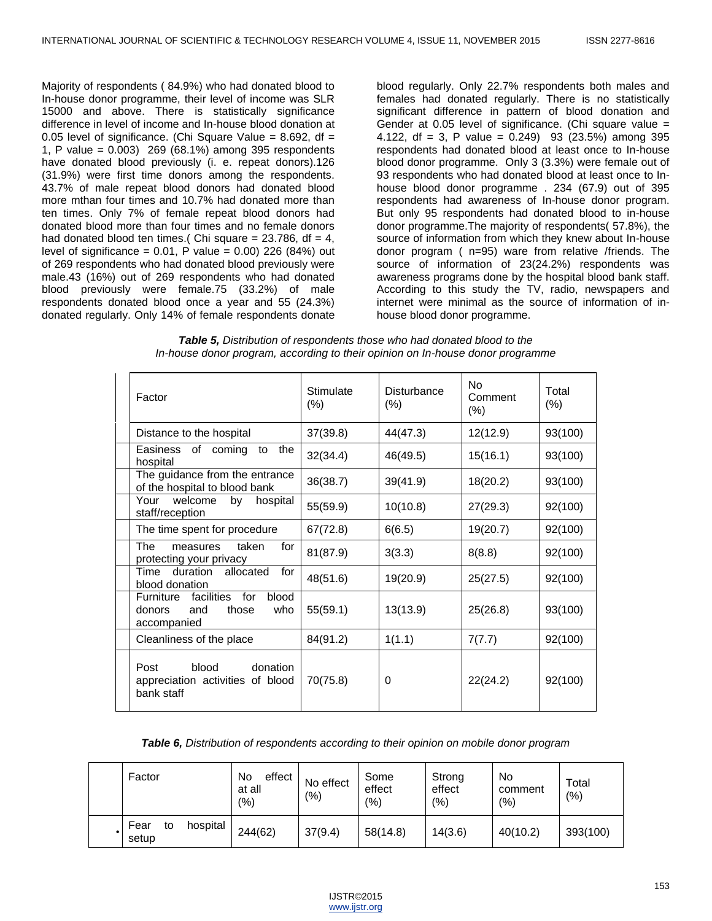Majority of respondents ( 84.9%) who had donated blood to In-house donor programme, their level of income was SLR 15000 and above. There is statistically significance difference in level of income and In-house blood donation at 0.05 level of significance. (Chi Square Value = 8.692, df = 1, P value = 0.003) 269 (68.1%) among 395 respondents have donated blood previously (i. e. repeat donors).126 (31.9%) were first time donors among the respondents. 43.7% of male repeat blood donors had donated blood more mthan four times and 10.7% had donated more than ten times. Only 7% of female repeat blood donors had donated blood more than four times and no female donors had donated blood ten times.( Chi square = 23.786, df = 4, level of significance = 0.01, P value = 0.00) 226 (84%) out of 269 respondents who had donated blood previously were male.43 (16%) out of 269 respondents who had donated blood previously were female.75 (33.2%) of male respondents donated blood once a year and 55 (24.3%) donated regularly. Only 14% of female respondents donate blood regularly. Only 22.7% respondents both males and females had donated regularly. There is no statistically significant difference in pattern of blood donation and Gender at 0.05 level of significance. (Chi square value = 4.122, df = 3, P value = 0.249) 93 (23.5%) among 395 respondents had donated blood at least once to In-house blood donor programme. Only 3 (3.3%) were female out of 93 respondents who had donated blood at least once to In-house blood donor programme . 234 (67.9) out of 395 respondents had awareness of In-house donor program. But only 95 respondents had donated blood to in-house donor programme.The majority of respondents( 57.8%), the source of information from which they knew about In-house donor program ( n=95) ware from relative /friends. The source of information of 23(24.2%) respondents was awareness programs done by the hospital blood bank staff. According to this study the TV, radio, newspapers and internet were minimal as the source of information of in-house blood donor programme.

***Table 5,*** *Distribution of respondents those who had donated blood to the In-house donor program, according to their opinion on In-house donor programme*

| Factor | Stimulate (%) | Disturbance (%) | No Comment (%) | Total (%) |
|---|---|---|---|---|
| Distance to the hospital | 37(39.8) | 44(47.3) | 12(12.9) | 93(100) |
| Easiness of coming to the hospital | 32(34.4) | 46(49.5) | 15(16.1) | 93(100) |
| The guidance from the entrance of the hospital to blood bank | 36(38.7) | 39(41.9) | 18(20.2) | 93(100) |
| Your welcome by hospital staff/reception | 55(59.9) | 10(10.8) | 27(29.3) | 92(100) |
| The time spent for procedure | 67(72.8) | 6(6.5) | 19(20.7) | 92(100) |
| The measures taken for protecting your privacy | 81(87.9) | 3(3.3) | 8(8.8) | 92(100) |
| Time duration allocated for blood donation | 48(51.6) | 19(20.9) | 25(27.5) | 92(100) |
| Furniture facilities for blood donors and those who accompanied | 55(59.1) | 13(13.9) | 25(26.8) | 93(100) |
| Cleanliness of the place | 84(91.2) | 1(1.1) | 7(7.7) | 92(100) |
| Post blood donation appreciation activities of blood bank staff | 70(75.8) | 0 | 22(24.2) | 92(100) |

***Table 6,*** *Distribution of respondents according to their opinion on mobile donor program*

| Factor | No effect at all (%) | No effect (%) | Some effect (%) | Strong effect (%) | No comment (%) | Total (%) |
|---|---|---|---|---|---|---|
| • Fear to hospital setup | 244(62) | 37(9.4) | 58(14.8) | 14(3.6) | 40(10.2) | 393(100) |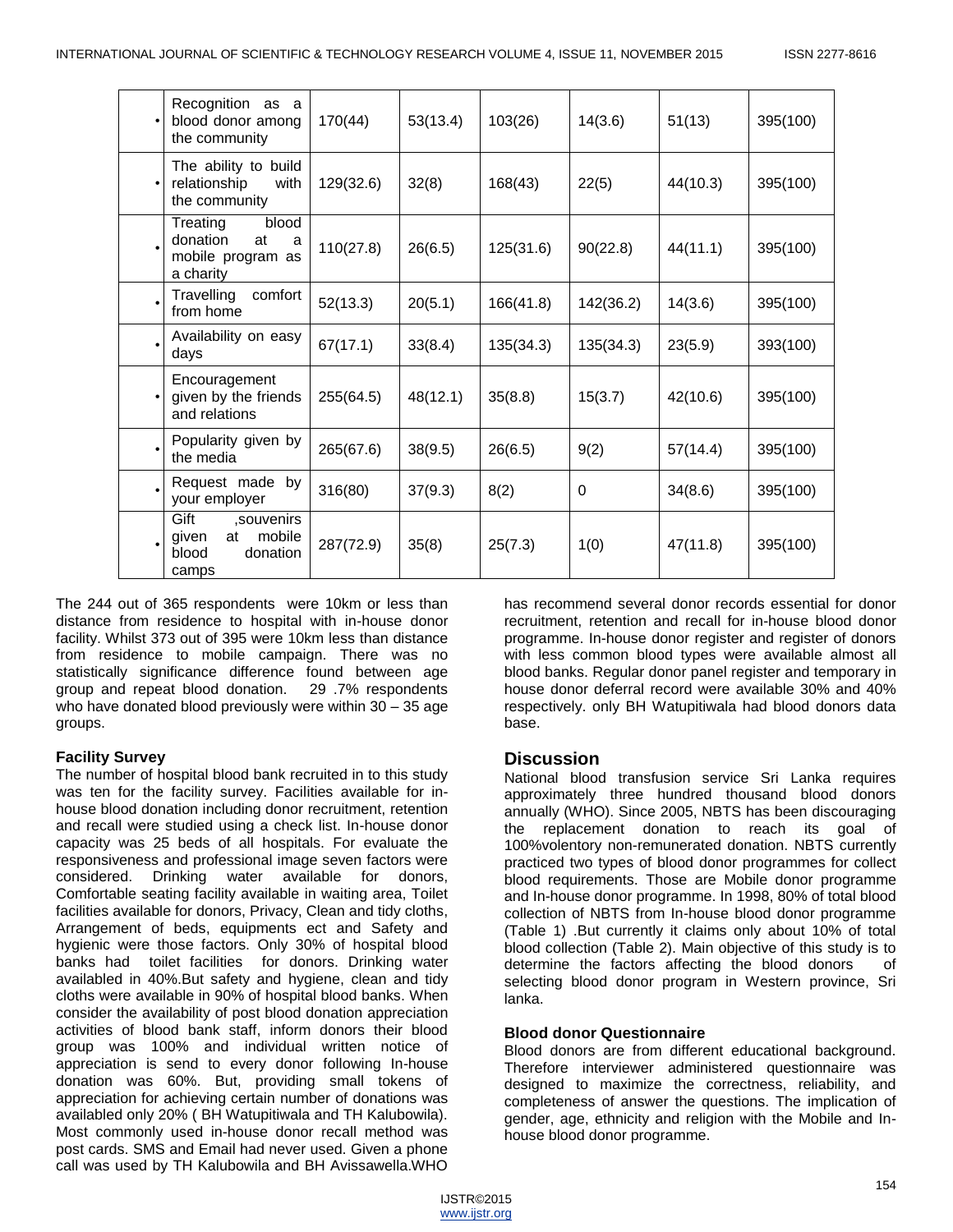| | | | | | | | |
|---|---|---|---|---|---|---|---|
| • | Recognition as a blood donor among the community | 170(44) | 53(13.4) | 103(26) | 14(3.6) | 51(13) | 395(100) |
| • | The ability to build relationship with the community | 129(32.6) | 32(8) | 168(43) | 22(5) | 44(10.3) | 395(100) |
| • | Treating blood donation at a mobile program as a charity | 110(27.8) | 26(6.5) | 125(31.6) | 90(22.8) | 44(11.1) | 395(100) |
| • | Travelling comfort from home | 52(13.3) | 20(5.1) | 166(41.8) | 142(36.2) | 14(3.6) | 395(100) |
| • | Availability on easy days | 67(17.1) | 33(8.4) | 135(34.3) | 135(34.3) | 23(5.9) | 393(100) |
| • | Encouragement given by the friends and relations | 255(64.5) | 48(12.1) | 35(8.8) | 15(3.7) | 42(10.6) | 395(100) |
| • | Popularity given by the media | 265(67.6) | 38(9.5) | 26(6.5) | 9(2) | 57(14.4) | 395(100) |
| • | Request made by your employer | 316(80) | 37(9.3) | 8(2) | 0 | 34(8.6) | 395(100) |
| • | Gift ,souvenirs given at mobile blood donation camps | 287(72.9) | 35(8) | 25(7.3) | 1(0) | 47(11.8) | 395(100) |

The 244 out of 365 respondents were 10km or less than distance from residence to hospital with in-house donor facility. Whilst 373 out of 395 were 10km less than distance from residence to mobile campaign. There was no statistically significance difference found between age group and repeat blood donation. 29 .7% respondents who have donated blood previously were within 30 – 35 age groups.

**Facility Survey**

The number of hospital blood bank recruited in to this study was ten for the facility survey. Facilities available for in-house blood donation including donor recruitment, retention and recall were studied using a check list. In-house donor capacity was 25 beds of all hospitals. For evaluate the responsiveness and professional image seven factors were considered. Drinking water available for donors, Comfortable seating facility available in waiting area, Toilet facilities available for donors, Privacy, Clean and tidy cloths, Arrangement of beds, equipments ect and Safety and hygienic were those factors. Only 30% of hospital blood banks had toilet facilities for donors. Drinking water availabled in 40%.But safety and hygiene, clean and tidy cloths were available in 90% of hospital blood banks. When consider the availability of post blood donation appreciation activities of blood bank staff, inform donors their blood group was 100% and individual written notice of appreciation is send to every donor following In-house donation was 60%. But, providing small tokens of appreciation for achieving certain number of donations was availabled only 20% ( BH Watupitiwala and TH Kalubowila). Most commonly used in-house donor recall method was post cards. SMS and Email had never used. Given a phone call was used by TH Kalubowila and BH Avissawella.WHO has recommend several donor records essential for donor recruitment, retention and recall for in-house blood donor programme. In-house donor register and register of donors with less common blood types were available almost all blood banks. Regular donor panel register and temporary in house donor deferral record were available 30% and 40% respectively. only BH Watupitiwala had blood donors data base.

## Discussion

National blood transfusion service Sri Lanka requires approximately three hundred thousand blood donors annually (WHO). Since 2005, NBTS has been discouraging the replacement donation to reach its goal of 100%volentory non-remunerated donation. NBTS currently practiced two types of blood donor programmes for collect blood requirements. Those are Mobile donor programme and In-house donor programme. In 1998, 80% of total blood collection of NBTS from In-house blood donor programme (Table 1) .But currently it claims only about 10% of total blood collection (Table 2). Main objective of this study is to determine the factors affecting the blood donors of selecting blood donor program in Western province, Sri lanka.

**Blood donor Questionnaire**

Blood donors are from different educational background. Therefore interviewer administered questionnaire was designed to maximize the correctness, reliability, and completeness of answer the questions. The implication of gender, age, ethnicity and religion with the Mobile and In-house blood donor programme.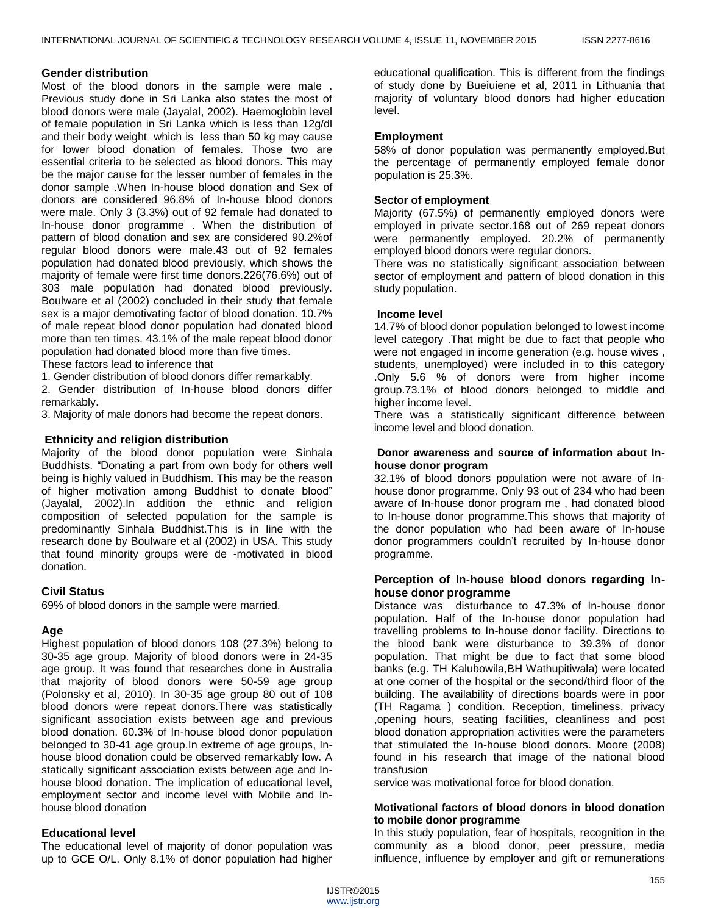## Gender distribution

Most of the blood donors in the sample were male . Previous study done in Sri Lanka also states the most of blood donors were male (Jayalal, 2002). Haemoglobin level of female population in Sri Lanka which is less than 12g/dl and their body weight which is less than 50 kg may cause for lower blood donation of females. Those two are essential criteria to be selected as blood donors. This may be the major cause for the lesser number of females in the donor sample .When In-house blood donation and Sex of donors are considered 96.8% of In-house blood donors were male. Only 3 (3.3%) out of 92 female had donated to In-house donor programme . When the distribution of pattern of blood donation and sex are considered 90.2%of regular blood donors were male.43 out of 92 females population had donated blood previously, which shows the majority of female were first time donors.226(76.6%) out of 303 male population had donated blood previously. Boulware et al (2002) concluded in their study that female sex is a major demotivating factor of blood donation. 10.7% of male repeat blood donor population had donated blood more than ten times. 43.1% of the male repeat blood donor population had donated blood more than five times.

These factors lead to inference that

1. Gender distribution of blood donors differ remarkably.
2. Gender distribution of In-house blood donors differ remarkably.
3. Majority of male donors had become the repeat donors.

## Ethnicity and religion distribution

Majority of the blood donor population were Sinhala Buddhists. "Donating a part from own body for others well being is highly valued in Buddhism. This may be the reason of higher motivation among Buddhist to donate blood" (Jayalal, 2002).In addition the ethnic and religion composition of selected population for the sample is predominantly Sinhala Buddhist.This is in line with the research done by Boulware et al (2002) in USA. This study that found minority groups were de -motivated in blood donation.

## Civil Status

69% of blood donors in the sample were married.

## Age

Highest population of blood donors 108 (27.3%) belong to 30-35 age group. Majority of blood donors were in 24-35 age group. It was found that researches done in Australia that majority of blood donors were 50-59 age group (Polonsky et al, 2010). In 30-35 age group 80 out of 108 blood donors were repeat donors.There was statistically significant association exists between age and previous blood donation. 60.3% of In-house blood donor population belonged to 30-41 age group.In extreme of age groups, In-house blood donation could be observed remarkably low. A statically significant association exists between age and In-house blood donation. The implication of educational level, employment sector and income level with Mobile and In-house blood donation

## Educational level

The educational level of majority of donor population was up to GCE O/L. Only 8.1% of donor population had higher educational qualification. This is different from the findings of study done by Bueiuiene et al, 2011 in Lithuania that majority of voluntary blood donors had higher education level.

## Employment

58% of donor population was permanently employed.But the percentage of permanently employed female donor population is 25.3%.

## Sector of employment

Majority (67.5%) of permanently employed donors were employed in private sector.168 out of 269 repeat donors were permanently employed. 20.2% of permanently employed blood donors were regular donors.

There was no statistically significant association between sector of employment and pattern of blood donation in this study population.

## Income level

14.7% of blood donor population belonged to lowest income level category .That might be due to fact that people who were not engaged in income generation (e.g. house wives , students, unemployed) were included in to this category .Only 5.6 % of donors were from higher income group.73.1% of blood donors belonged to middle and higher income level.

There was a statistically significant difference between income level and blood donation.

## Donor awareness and source of information about In-house donor program

32.1% of blood donors population were not aware of In-house donor programme. Only 93 out of 234 who had been aware of In-house donor program me , had donated blood to In-house donor programme.This shows that majority of the donor population who had been aware of In-house donor programmers couldn't recruited by In-house donor programme.

## Perception of In-house blood donors regarding In-house donor programme

Distance was disturbance to 47.3% of In-house donor population. Half of the In-house donor population had travelling problems to In-house donor facility. Directions to the blood bank were disturbance to 39.3% of donor population. That might be due to fact that some blood banks (e.g. TH Kalubowila,BH Wathupitiwala) were located at one corner of the hospital or the second/third floor of the building. The availability of directions boards were in poor (TH Ragama ) condition. Reception, timeliness, privacy ,opening hours, seating facilities, cleanliness and post blood donation appropriation activities were the parameters that stimulated the In-house blood donors. Moore (2008) found in his research that image of the national blood transfusion service was motivational force for blood donation.

## Motivational factors of blood donors in blood donation to mobile donor programme

In this study population, fear of hospitals, recognition in the community as a blood donor, peer pressure, media influence, influence by employer and gift or remunerations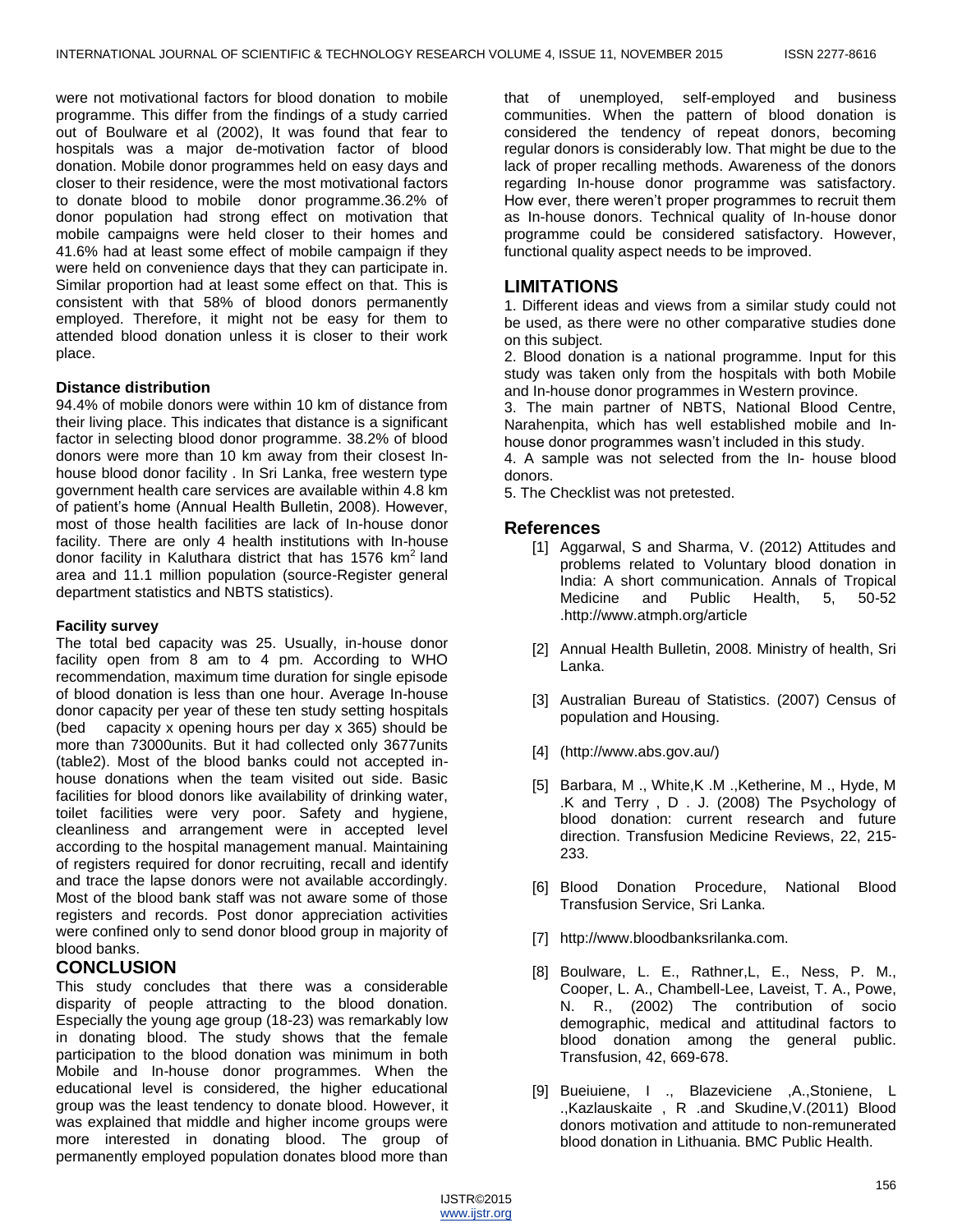were not motivational factors for blood donation to mobile programme. This differ from the findings of a study carried out of Boulware et al (2002), It was found that fear to hospitals was a major de-motivation factor of blood donation. Mobile donor programmes held on easy days and closer to their residence, were the most motivational factors to donate blood to mobile donor programme.36.2% of donor population had strong effect on motivation that mobile campaigns were held closer to their homes and 41.6% had at least some effect of mobile campaign if they were held on convenience days that they can participate in. Similar proportion had at least some effect on that. This is consistent with that 58% of blood donors permanently employed. Therefore, it might not be easy for them to attended blood donation unless it is closer to their work place.

### Distance distribution

94.4% of mobile donors were within 10 km of distance from their living place. This indicates that distance is a significant factor in selecting blood donor programme. 38.2% of blood donors were more than 10 km away from their closest In-house blood donor facility . In Sri Lanka, free western type government health care services are available within 4.8 km of patient's home (Annual Health Bulletin, 2008). However, most of those health facilities are lack of In-house donor facility. There are only 4 health institutions with In-house donor facility in Kaluthara district that has 1576 $km^2$ land area and 11.1 million population (source-Register general department statistics and NBTS statistics).

### Facility survey

The total bed capacity was 25. Usually, in-house donor facility open from 8 am to 4 pm. According to WHO recommendation, maximum time duration for single episode of blood donation is less than one hour. Average In-house donor capacity per year of these ten study setting hospitals (bed capacity x opening hours per day x 365) should be more than 73000units. But it had collected only 3677units (table2). Most of the blood banks could not accepted in-house donations when the team visited out side. Basic facilities for blood donors like availability of drinking water, toilet facilities were very poor. Safety and hygiene, cleanliness and arrangement were in accepted level according to the hospital management manual. Maintaining of registers required for donor recruiting, recall and identify and trace the lapse donors were not available accordingly. Most of the blood bank staff was not aware some of those registers and records. Post donor appreciation activities were confined only to send donor blood group in majority of blood banks.

## CONCLUSION

This study concludes that there was a considerable disparity of people attracting to the blood donation. Especially the young age group (18-23) was remarkably low in donating blood. The study shows that the female participation to the blood donation was minimum in both Mobile and In-house donor programmes. When the educational level is considered, the higher educational group was the least tendency to donate blood. However, it was explained that middle and higher income groups were more interested in donating blood. The group of permanently employed population donates blood more than that of unemployed, self-employed and business communities. When the pattern of blood donation is considered the tendency of repeat donors, becoming regular donors is considerably low. That might be due to the lack of proper recalling methods. Awareness of the donors regarding In-house donor programme was satisfactory. How ever, there weren't proper programmes to recruit them as In-house donors. Technical quality of In-house donor programme could be considered satisfactory. However, functional quality aspect needs to be improved.

## LIMITATIONS

1. Different ideas and views from a similar study could not be used, as there were no other comparative studies done on this subject.
2. Blood donation is a national programme. Input for this study was taken only from the hospitals with both Mobile and In-house donor programmes in Western province.
3. The main partner of NBTS, National Blood Centre, Narahenpita, which has well established mobile and In-house donor programmes wasn't included in this study.
4. A sample was not selected from the In- house blood donors.
5. The Checklist was not pretested.

## References

[1] Aggarwal, S and Sharma, V. (2012) Attitudes and problems related to Voluntary blood donation in India: A short communication. Annals of Tropical Medicine and Public Health, 5, 50-52 .http://www.atmph.org/article

[2] Annual Health Bulletin, 2008. Ministry of health, Sri Lanka.

[3] Australian Bureau of Statistics. (2007) Census of population and Housing.

[4] (http://www.abs.gov.au/)

[5] Barbara, M ., White,K .M .,Ketherine, M ., Hyde, M .K and Terry , D . J. (2008) The Psychology of blood donation: current research and future direction. Transfusion Medicine Reviews, 22, 215-233.

[6] Blood Donation Procedure, National Blood Transfusion Service, Sri Lanka.

[7] http://www.bloodbanksrilanka.com.

[8] Boulware, L. E., Rathner,L, E., Ness, P. M., Cooper, L. A., Chambell-Lee, Laveist, T. A., Powe, N. R., (2002) The contribution of socio demographic, medical and attitudinal factors to blood donation among the general public. Transfusion, 42, 669-678.

[9] Bueiuiene, I ., Blazeviciene ,A.,Stoniene, L .,Kazlauskaite , R .and Skudine,V.(2011) Blood donors motivation and attitude to non-remunerated blood donation in Lithuania. BMC Public Health.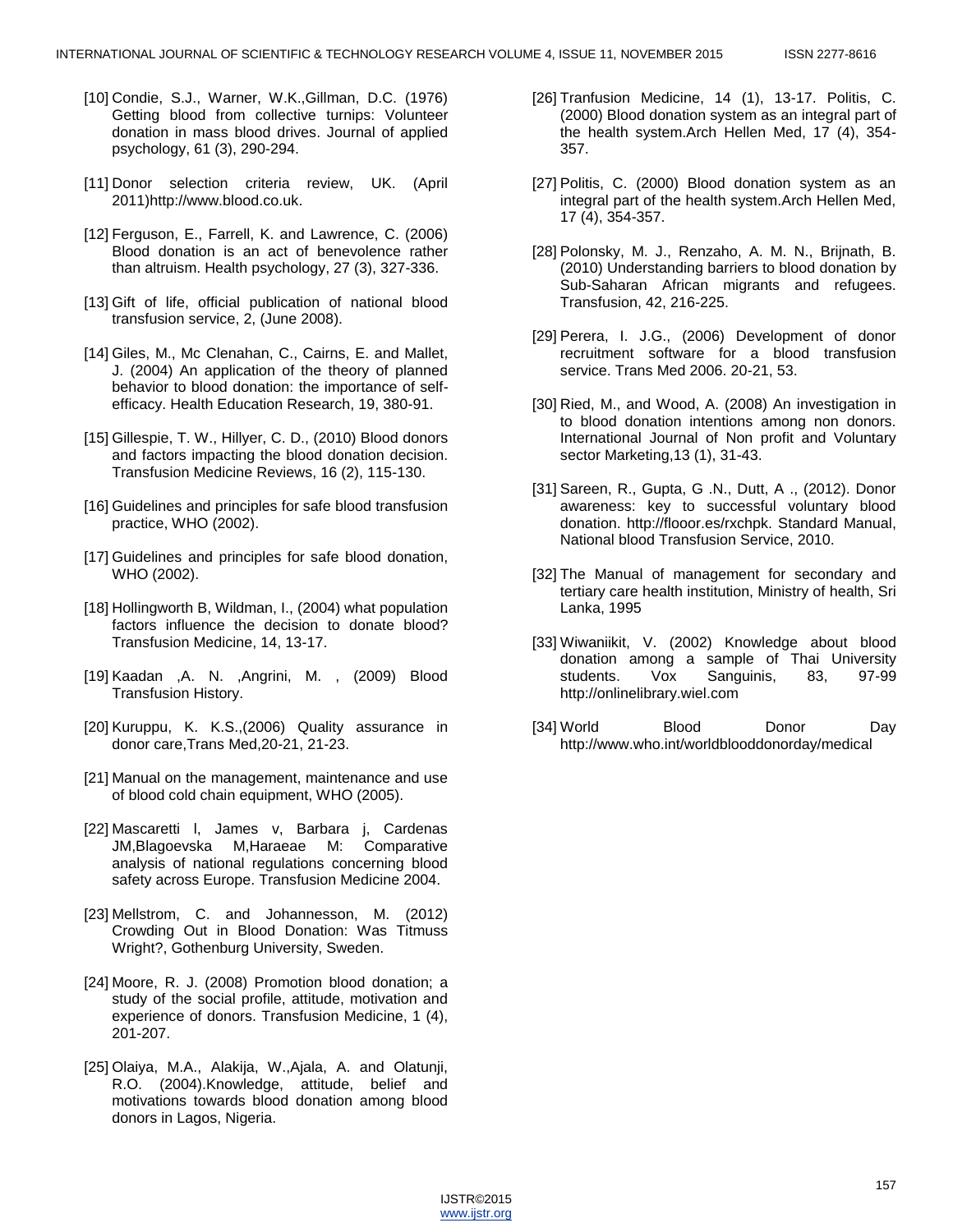[10] Condie, S.J., Warner, W.K.,Gillman, D.C. (1976) Getting blood from collective turnips: Volunteer donation in mass blood drives. Journal of applied psychology, 61 (3), 290-294.

[11] Donor selection criteria review, UK. (April 2011)http://www.blood.co.uk.

[12] Ferguson, E., Farrell, K. and Lawrence, C. (2006) Blood donation is an act of benevolence rather than altruism. Health psychology, 27 (3), 327-336.

[13] Gift of life, official publication of national blood transfusion service, 2, (June 2008).

[14] Giles, M., Mc Clenahan, C., Cairns, E. and Mallet, J. (2004) An application of the theory of planned behavior to blood donation: the importance of self-efficacy. Health Education Research, 19, 380-91.

[15] Gillespie, T. W., Hillyer, C. D., (2010) Blood donors and factors impacting the blood donation decision. Transfusion Medicine Reviews, 16 (2), 115-130.

[16] Guidelines and principles for safe blood transfusion practice, WHO (2002).

[17] Guidelines and principles for safe blood donation, WHO (2002).

[18] Hollingworth B, Wildman, I., (2004) what population factors influence the decision to donate blood? Transfusion Medicine, 14, 13-17.

[19] Kaadan ,A. N. ,Angrini, M. , (2009) Blood Transfusion History.

[20] Kuruppu, K. K.S.,(2006) Quality assurance in donor care,Trans Med,20-21, 21-23.

[21] Manual on the management, maintenance and use of blood cold chain equipment, WHO (2005).

[22] Mascaretti l, James v, Barbara j, Cardenas JM,Blagoevska M,Haraeae M: Comparative analysis of national regulations concerning blood safety across Europe. Transfusion Medicine 2004.

[23] Mellstrom, C. and Johannesson, M. (2012) Crowding Out in Blood Donation: Was Titmuss Wright?, Gothenburg University, Sweden.

[24] Moore, R. J. (2008) Promotion blood donation; a study of the social profile, attitude, motivation and experience of donors. Transfusion Medicine, 1 (4), 201-207.

[25] Olaiya, M.A., Alakija, W.,Ajala, A. and Olatunji, R.O. (2004).Knowledge, attitude, belief and motivations towards blood donation among blood donors in Lagos, Nigeria.

[26] Tranfusion Medicine, 14 (1), 13-17. Politis, C. (2000) Blood donation system as an integral part of the health system.Arch Hellen Med, 17 (4), 354-357.

[27] Politis, C. (2000) Blood donation system as an integral part of the health system.Arch Hellen Med, 17 (4), 354-357.

[28] Polonsky, M. J., Renzaho, A. M. N., Brijnath, B. (2010) Understanding barriers to blood donation by Sub-Saharan African migrants and refugees. Transfusion, 42, 216-225.

[29] Perera, I. J.G., (2006) Development of donor recruitment software for a blood transfusion service. Trans Med 2006. 20-21, 53.

[30] Ried, M., and Wood, A. (2008) An investigation in to blood donation intentions among non donors. International Journal of Non profit and Voluntary sector Marketing,13 (1), 31-43.

[31] Sareen, R., Gupta, G .N., Dutt, A ., (2012). Donor awareness: key to successful voluntary blood donation. http://flooor.es/rxchpk. Standard Manual, National blood Transfusion Service, 2010.

[32] The Manual of management for secondary and tertiary care health institution, Ministry of health, Sri Lanka, 1995

[33] Wiwaniikit, V. (2002) Knowledge about blood donation among a sample of Thai University students. Vox Sanguinis, 83, 97-99 http://onlinelibrary.wiel.com

[34] World Blood Donor Day http://www.who.int/worldblooddonorday/medical